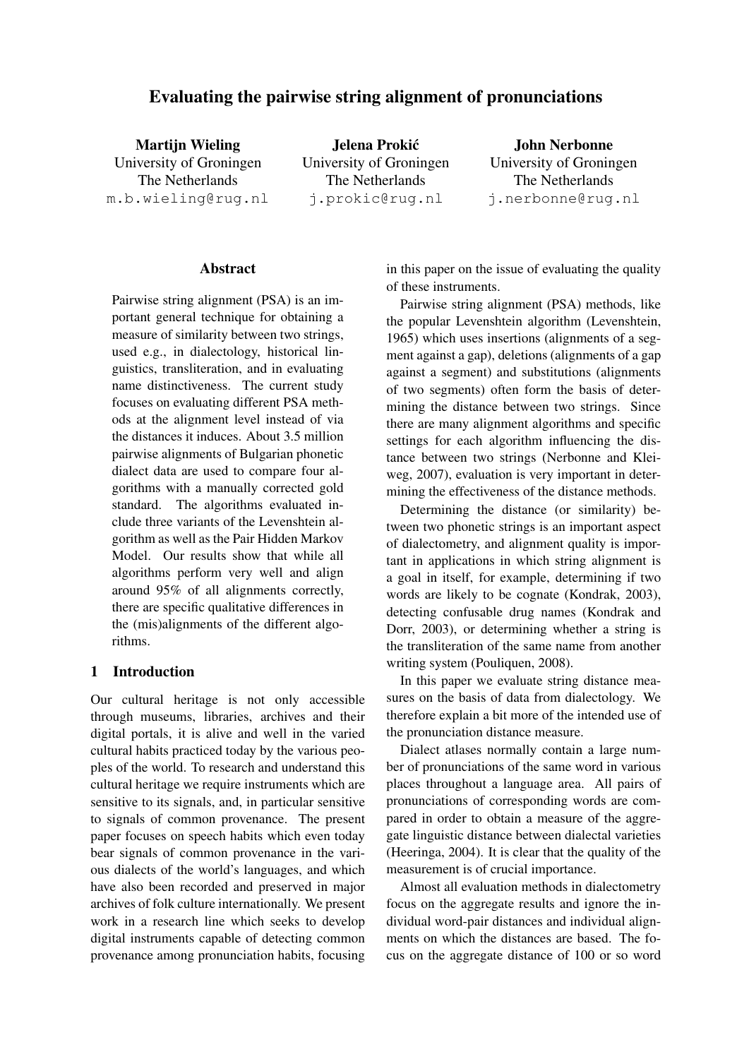# Evaluating the pairwise string alignment of pronunciations

**Martijn Wieling**
University of Groningen
The Netherlands
m.b.wieling@rug.nl

**Jelena Prokić**
University of Groningen
The Netherlands
j.prokic@rug.nl

**John Nerbonne**
University of Groningen
The Netherlands
j.nerbonne@rug.nl

## Abstract

Pairwise string alignment (PSA) is an important general technique for obtaining a measure of similarity between two strings, used e.g., in dialectology, historical linguistics, transliteration, and in evaluating name distinctiveness. The current study focuses on evaluating different PSA methods at the alignment level instead of via the distances it induces. About 3.5 million pairwise alignments of Bulgarian phonetic dialect data are used to compare four algorithms with a manually corrected gold standard. The algorithms evaluated include three variants of the Levenshtein algorithm as well as the Pair Hidden Markov Model. Our results show that while all algorithms perform very well and align around 95% of all alignments correctly, there are specific qualitative differences in the (mis)alignments of the different algorithms.

## 1 Introduction

Our cultural heritage is not only accessible through museums, libraries, archives and their digital portals, it is alive and well in the varied cultural habits practiced today by the various peoples of the world. To research and understand this cultural heritage we require instruments which are sensitive to its signals, and, in particular sensitive to signals of common provenance. The present paper focuses on speech habits which even today bear signals of common provenance in the various dialects of the world's languages, and which have also been recorded and preserved in major archives of folk culture internationally. We present work in a research line which seeks to develop digital instruments capable of detecting common provenance among pronunciation habits, focusing in this paper on the issue of evaluating the quality of these instruments.

Pairwise string alignment (PSA) methods, like the popular Levenshtein algorithm (Levenshtein, 1965) which uses insertions (alignments of a segment against a gap), deletions (alignments of a gap against a segment) and substitutions (alignments of two segments) often form the basis of determining the distance between two strings. Since there are many alignment algorithms and specific settings for each algorithm influencing the distance between two strings (Nerbonne and Kleiweg, 2007), evaluation is very important in determining the effectiveness of the distance methods.

Determining the distance (or similarity) between two phonetic strings is an important aspect of dialectometry, and alignment quality is important in applications in which string alignment is a goal in itself, for example, determining if two words are likely to be cognate (Kondrak, 2003), detecting confusable drug names (Kondrak and Dorr, 2003), or determining whether a string is the transliteration of the same name from another writing system (Pouliquen, 2008).

In this paper we evaluate string distance measures on the basis of data from dialectology. We therefore explain a bit more of the intended use of the pronunciation distance measure.

Dialect atlases normally contain a large number of pronunciations of the same word in various places throughout a language area. All pairs of pronunciations of corresponding words are compared in order to obtain a measure of the aggregate linguistic distance between dialectal varieties (Heeringa, 2004). It is clear that the quality of the measurement is of crucial importance.

Almost all evaluation methods in dialectometry focus on the aggregate results and ignore the individual word-pair distances and individual alignments on which the distances are based. The focus on the aggregate distance of 100 or so word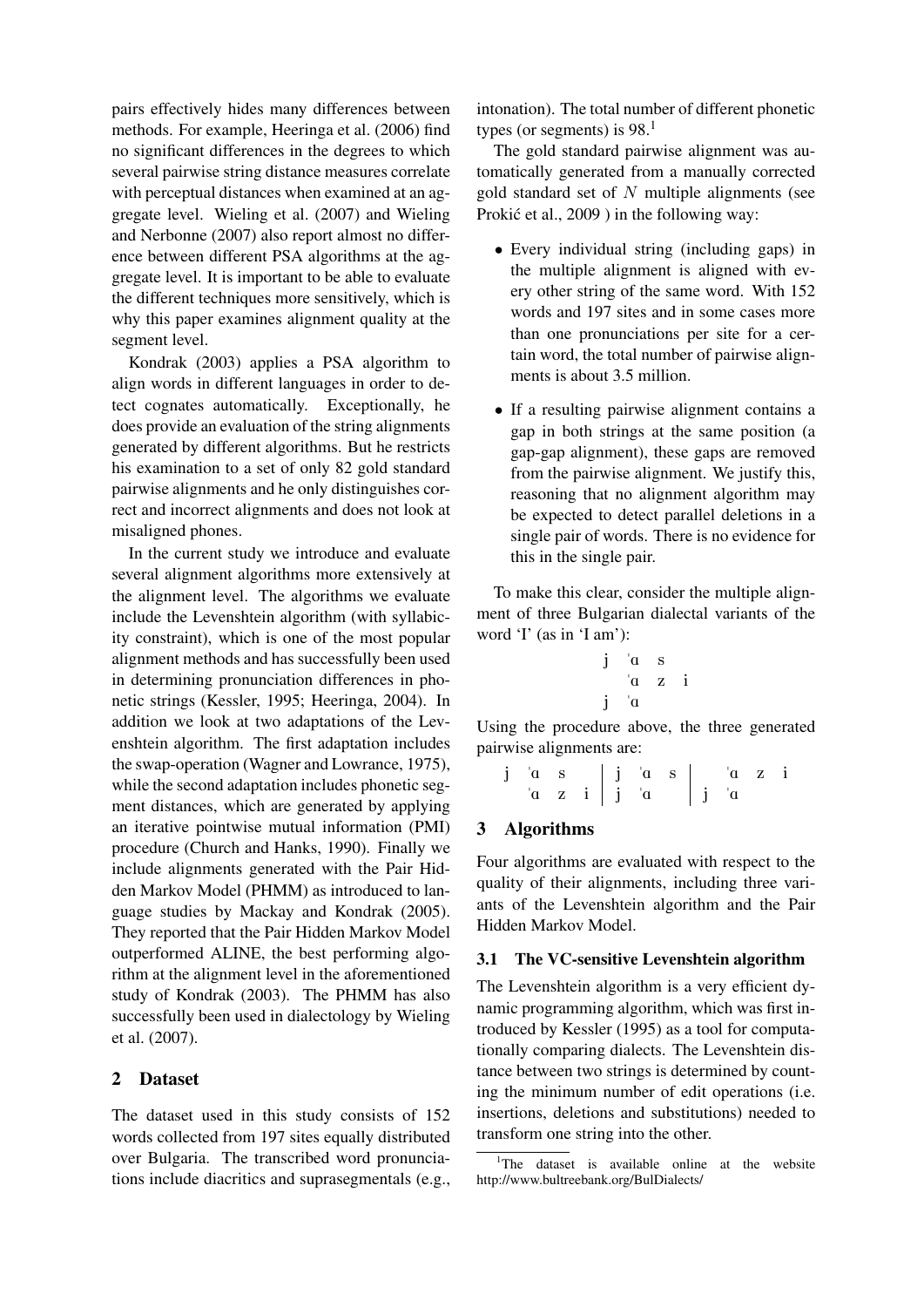pairs effectively hides many differences between methods. For example, Heeringa et al. (2006) find no significant differences in the degrees to which several pairwise string distance measures correlate with perceptual distances when examined at an aggregate level. Wieling et al. (2007) and Wieling and Nerbonne (2007) also report almost no difference between different PSA algorithms at the aggregate level. It is important to be able to evaluate the different techniques more sensitively, which is why this paper examines alignment quality at the segment level.

Kondrak (2003) applies a PSA algorithm to align words in different languages in order to detect cognates automatically. Exceptionally, he does provide an evaluation of the string alignments generated by different algorithms. But he restricts his examination to a set of only 82 gold standard pairwise alignments and he only distinguishes correct and incorrect alignments and does not look at misaligned phones.

In the current study we introduce and evaluate several alignment algorithms more extensively at the alignment level. The algorithms we evaluate include the Levenshtein algorithm (with syllabicity constraint), which is one of the most popular alignment methods and has successfully been used in determining pronunciation differences in phonetic strings (Kessler, 1995; Heeringa, 2004). In addition we look at two adaptations of the Levenshtein algorithm. The first adaptation includes the swap-operation (Wagner and Lowrance, 1975), while the second adaptation includes phonetic segment distances, which are generated by applying an iterative pointwise mutual information (PMI) procedure (Church and Hanks, 1990). Finally we include alignments generated with the Pair Hidden Markov Model (PHMM) as introduced to language studies by Mackay and Kondrak (2005). They reported that the Pair Hidden Markov Model outperformed ALINE, the best performing algorithm at the alignment level in the aforementioned study of Kondrak (2003). The PHMM has also successfully been used in dialectology by Wieling et al. (2007).

## 2 Dataset

The dataset used in this study consists of 152 words collected from 197 sites equally distributed over Bulgaria. The transcribed word pronunciations include diacritics and suprasegmentals (e.g., intonation). The total number of different phonetic types (or segments) is 98.[1]

The gold standard pairwise alignment was automatically generated from a manually corrected gold standard set of $N$ multiple alignments (see Prokić et al., 2009 ) in the following way:

- Every individual string (including gaps) in the multiple alignment is aligned with every other string of the same word. With 152 words and 197 sites and in some cases more than one pronunciations per site for a certain word, the total number of pairwise alignments is about 3.5 million.
- If a resulting pairwise alignment contains a gap in both strings at the same position (a gap-gap alignment), these gaps are removed from the pairwise alignment. We justify this, reasoning that no alignment algorithm may be expected to detect parallel deletions in a single pair of words. There is no evidence for this in the single pair.

To make this clear, consider the multiple alignment of three Bulgarian dialectal variants of the word 'I' (as in 'I am'):

| j | ˈɑ | s | |
|---|---|---|---|
| | ˈɑ | z | i |
| j | ˈɑ | | |

Using the procedure above, the three generated pairwise alignments are:

| j | ˈɑ | s | | j | ˈɑ | s | | ˈɑ | z | i |
|---|---|---|---|---|---|---|---|---|---|---|
| | ˈɑ | z | i | j | ˈɑ | | j | ˈɑ | | |

## 3 Algorithms

Four algorithms are evaluated with respect to the quality of their alignments, including three variants of the Levenshtein algorithm and the Pair Hidden Markov Model.

### 3.1 The VC-sensitive Levenshtein algorithm

The Levenshtein algorithm is a very efficient dynamic programming algorithm, which was first introduced by Kessler (1995) as a tool for computationally comparing dialects. The Levenshtein distance between two strings is determined by counting the minimum number of edit operations (i.e. insertions, deletions and substitutions) needed to transform one string into the other.

[1] The dataset is available online at the website http://www.bultreebank.org/BulDialects/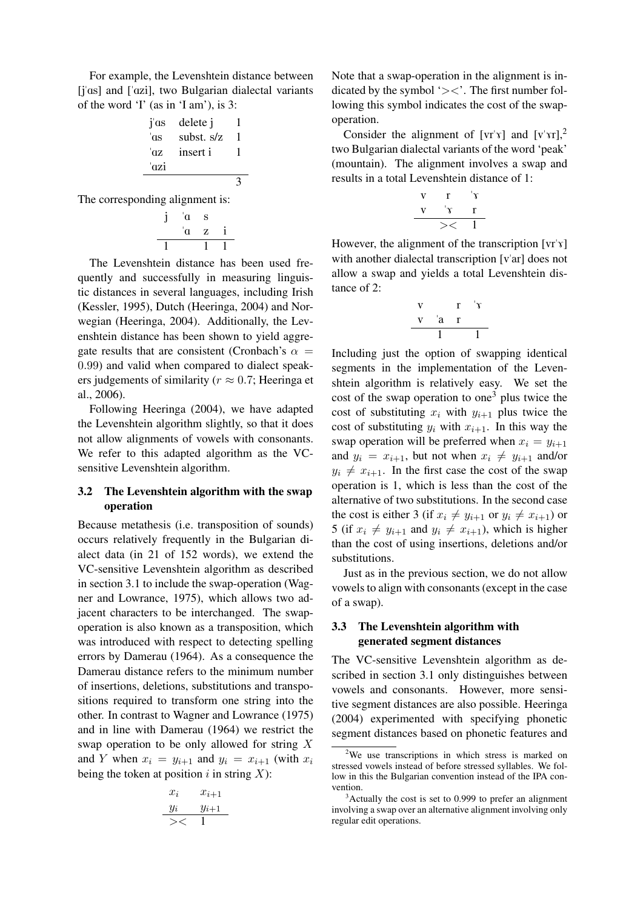For example, the Levenshtein distance between [jˈɑs] and [ˈɑzi], two Bulgarian dialectal variants of the word 'I' (as in 'I am'), is 3:

| | | |
|---|---|---|
| jˈɑs | delete j | 1 |
| ˈɑs | subst. s/z | 1 |
| ˈɑz | insert i | 1 |
| ˈɑzi | | |
| | | 3 |

The corresponding alignment is:

| | | | |
|---|---|---|---|
| j | ˈɑ | s | |
| | ˈɑ | z | i |
| 1 | | 1 | 1 |

The Levenshtein distance has been used frequently and successfully in measuring linguistic distances in several languages, including Irish (Kessler, 1995), Dutch (Heeringa, 2004) and Norwegian (Heeringa, 2004). Additionally, the Levenshtein distance has been shown to yield aggregate results that are consistent (Cronbach's $\alpha = 0.99$) and valid when compared to dialect speakers judgements of similarity ($r \approx 0.7$; Heeringa et al., 2006).

Following Heeringa (2004), we have adapted the Levenshtein algorithm slightly, so that it does not allow alignments of vowels with consonants. We refer to this adapted algorithm as the VC-sensitive Levenshtein algorithm.

### 3.2 The Levenshtein algorithm with the swap operation

Because metathesis (i.e. transposition of sounds) occurs relatively frequently in the Bulgarian dialect data (in 21 of 152 words), we extend the VC-sensitive Levenshtein algorithm as described in section 3.1 to include the swap-operation (Wagner and Lowrance, 1975), which allows two adjacent characters to be interchanged. The swap-operation is also known as a transposition, which was introduced with respect to detecting spelling errors by Damerau (1964). As a consequence the Damerau distance refers to the minimum number of insertions, deletions, substitutions and transpositions required to transform one string into the other. In contrast to Wagner and Lowrance (1975) and in line with Damerau (1964) we restrict the swap operation to be only allowed for string $X$ and $Y$ when $x_i = y_{i+1}$ and $y_i = x_{i+1}$ (with $x_i$ being the token at position $i$ in string $X$):

| | |
|---|---|
| $x_i$ | $x_{i+1}$ |
| $y_i$ | $y_{i+1}$ |
| $><$ | 1 |

Note that a swap-operation in the alignment is indicated by the symbol '$><$'. The first number following this symbol indicates the cost of the swap-operation.

Consider the alignment of [vrˈɤ] and [vˈɤr],[2] two Bulgarian dialectal variants of the word 'peak' (mountain). The alignment involves a swap and results in a total Levenshtein distance of 1:

| | | |
|---|---|---|
| v | r | ˈɤ |
| v | ˈɤ | r |
| | $><$ | 1 |

However, the alignment of the transcription [vrˈɤ] with another dialectal transcription [vˈar] does not allow a swap and yields a total Levenshtein distance of 2:

| | | | |
|---|---|---|---|
| v | | r | ˈɤ |
| v | ˈa | r | |
| | 1 | | 1 |

Including just the option of swapping identical segments in the implementation of the Levenshtein algorithm is relatively easy. We set the cost of the swap operation to one[3] plus twice the cost of substituting $x_i$ with $y_{i+1}$ plus twice the cost of substituting $y_i$ with $x_{i+1}$. In this way the swap operation will be preferred when $x_i = y_{i+1}$ and $y_i = x_{i+1}$, but not when $x_i \neq y_{i+1}$ and/or $y_i \neq x_{i+1}$. In the first case the cost of the swap operation is 1, which is less than the cost of the alternative of two substitutions. In the second case the cost is either 3 (if $x_i \neq y_{i+1}$ or $y_i \neq x_{i+1}$) or 5 (if $x_i \neq y_{i+1}$ and $y_i \neq x_{i+1}$), which is higher than the cost of using insertions, deletions and/or substitutions.

Just as in the previous section, we do not allow vowels to align with consonants (except in the case of a swap).

### 3.3 The Levenshtein algorithm with generated segment distances

The VC-sensitive Levenshtein algorithm as described in section 3.1 only distinguishes between vowels and consonants. However, more sensitive segment distances are also possible. Heeringa (2004) experimented with specifying phonetic segment distances based on phonetic features and

---

[2] We use transcriptions in which stress is marked on stressed vowels instead of before stressed syllables. We follow in this the Bulgarian convention instead of the IPA convention.

[3] Actually the cost is set to 0.999 to prefer an alignment involving a swap over an alternative alignment involving only regular edit operations.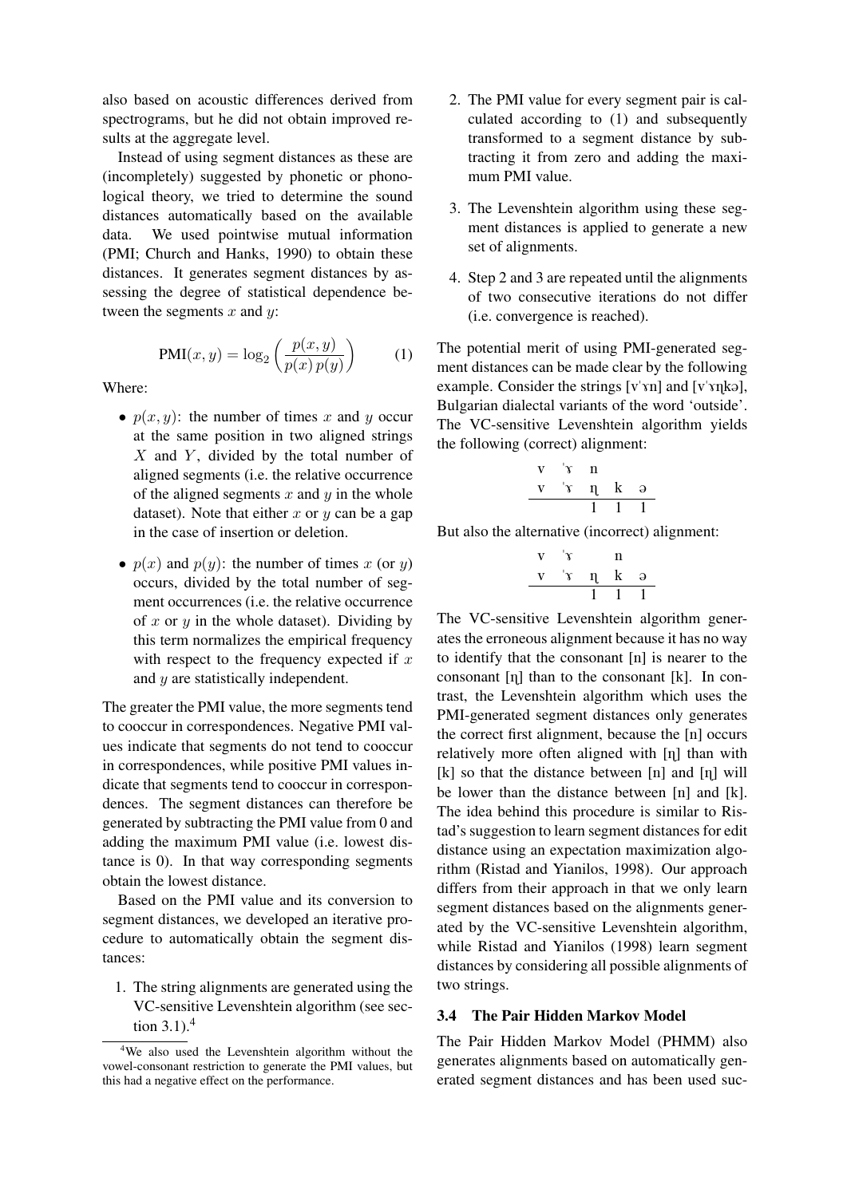also based on acoustic differences derived from spectrograms, but he did not obtain improved results at the aggregate level.

Instead of using segment distances as these are (incompletely) suggested by phonetic or phonological theory, we tried to determine the sound distances automatically based on the available data. We used pointwise mutual information (PMI; Church and Hanks, 1990) to obtain these distances. It generates segment distances by assessing the degree of statistical dependence between the segments $x$ and $y$:

$$\text{PMI}(x, y) = \log_2 \left( \frac{p(x, y)}{p(x)\, p(y)} \right) \qquad (1)$$

Where:

- $p(x, y)$: the number of times $x$ and $y$ occur at the same position in two aligned strings $X$ and $Y$, divided by the total number of aligned segments (i.e. the relative occurrence of the aligned segments $x$ and $y$ in the whole dataset). Note that either $x$ or $y$ can be a gap in the case of insertion or deletion.
- $p(x)$ and $p(y)$: the number of times $x$ (or $y$) occurs, divided by the total number of segment occurrences (i.e. the relative occurrence of $x$ or $y$ in the whole dataset). Dividing by this term normalizes the empirical frequency with respect to the frequency expected if $x$ and $y$ are statistically independent.

The greater the PMI value, the more segments tend to cooccur in correspondences. Negative PMI values indicate that segments do not tend to cooccur in correspondences, while positive PMI values indicate that segments tend to cooccur in correspondences. The segment distances can therefore be generated by subtracting the PMI value from 0 and adding the maximum PMI value (i.e. lowest distance is 0). In that way corresponding segments obtain the lowest distance.

Based on the PMI value and its conversion to segment distances, we developed an iterative procedure to automatically obtain the segment distances:

1. The string alignments are generated using the VC-sensitive Levenshtein algorithm (see section 3.1).[4]
2. The PMI value for every segment pair is calculated according to (1) and subsequently transformed to a segment distance by subtracting it from zero and adding the maximum PMI value.
3. The Levenshtein algorithm using these segment distances is applied to generate a new set of alignments.
4. Step 2 and 3 are repeated until the alignments of two consecutive iterations do not differ (i.e. convergence is reached).

The potential merit of using PMI-generated segment distances can be made clear by the following example. Consider the strings [vˈɤn] and [vˈɤɳkə], Bulgarian dialectal variants of the word 'outside'. The VC-sensitive Levenshtein algorithm yields the following (correct) alignment:

| v | ˈɤ | n | | |
|---|---|---|---|---|
| v | ˈɤ | ɳ | k | ə |
| | | 1 | 1 | 1 |

But also the alternative (incorrect) alignment:

| v | ˈɤ | | n | |
|---|---|---|---|---|
| v | ˈɤ | ɳ | k | ə |
| | | 1 | 1 | 1 |

The VC-sensitive Levenshtein algorithm generates the erroneous alignment because it has no way to identify that the consonant [n] is nearer to the consonant [ɳ] than to the consonant [k]. In contrast, the Levenshtein algorithm which uses the PMI-generated segment distances only generates the correct first alignment, because the [n] occurs relatively more often aligned with [ɳ] than with [k] so that the distance between [n] and [ɳ] will be lower than the distance between [n] and [k]. The idea behind this procedure is similar to Ristad's suggestion to learn segment distances for edit distance using an expectation maximization algorithm (Ristad and Yianilos, 1998). Our approach differs from their approach in that we only learn segment distances based on the alignments generated by the VC-sensitive Levenshtein algorithm, while Ristad and Yianilos (1998) learn segment distances by considering all possible alignments of two strings.

### 3.4 The Pair Hidden Markov Model

The Pair Hidden Markov Model (PHMM) also generates alignments based on automatically generated segment distances and has been used suc-

[4] We also used the Levenshtein algorithm without the vowel-consonant restriction to generate the PMI values, but this had a negative effect on the performance.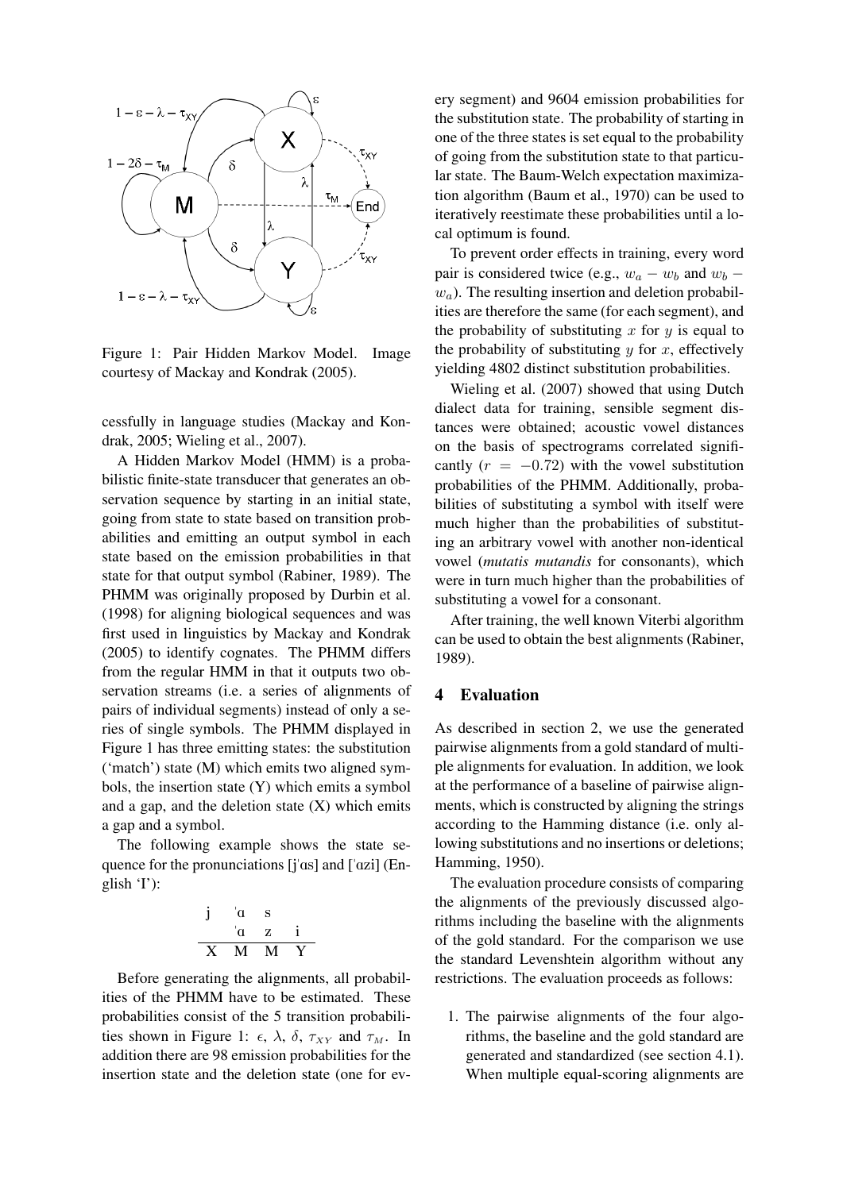Figure 1: Pair Hidden Markov Model. Image courtesy of Mackay and Kondrak (2005).

cessfully in language studies (Mackay and Kondrak, 2005; Wieling et al., 2007).

A Hidden Markov Model (HMM) is a probabilistic finite-state transducer that generates an observation sequence by starting in an initial state, going from state to state based on transition probabilities and emitting an output symbol in each state based on the emission probabilities in that state for that output symbol (Rabiner, 1989). The PHMM was originally proposed by Durbin et al. (1998) for aligning biological sequences and was first used in linguistics by Mackay and Kondrak (2005) to identify cognates. The PHMM differs from the regular HMM in that it outputs two observation streams (i.e. a series of alignments of pairs of individual segments) instead of only a series of single symbols. The PHMM displayed in Figure 1 has three emitting states: the substitution ('match') state (M) which emits two aligned symbols, the insertion state (Y) which emits a symbol and a gap, and the deletion state (X) which emits a gap and a symbol.

The following example shows the state sequence for the pronunciations [jˈɑs] and [ˈɑzi] (English 'I'):

| j | ˈɑ | s | |
|---|---|---|---|
| | ˈɑ | z | i |
| X | M | M | Y |

Before generating the alignments, all probabilities of the PHMM have to be estimated. These probabilities consist of the 5 transition probabilities shown in Figure 1: $\epsilon$, $\lambda$, $\delta$, $\tau_{XY}$ and $\tau_M$. In addition there are 98 emission probabilities for the insertion state and the deletion state (one for every segment) and 9604 emission probabilities for the substitution state. The probability of starting in one of the three states is set equal to the probability of going from the substitution state to that particular state. The Baum-Welch expectation maximization algorithm (Baum et al., 1970) can be used to iteratively reestimate these probabilities until a local optimum is found.

To prevent order effects in training, every word pair is considered twice (e.g., $w_a - w_b$ and $w_b - w_a$). The resulting insertion and deletion probabilities are therefore the same (for each segment), and the probability of substituting $x$ for $y$ is equal to the probability of substituting $y$ for $x$, effectively yielding 4802 distinct substitution probabilities.

Wieling et al. (2007) showed that using Dutch dialect data for training, sensible segment distances were obtained; acoustic vowel distances on the basis of spectrograms correlated significantly ($r = -0.72$) with the vowel substitution probabilities of the PHMM. Additionally, probabilities of substituting a symbol with itself were much higher than the probabilities of substituting an arbitrary vowel with another non-identical vowel (*mutatis mutandis* for consonants), which were in turn much higher than the probabilities of substituting a vowel for a consonant.

After training, the well known Viterbi algorithm can be used to obtain the best alignments (Rabiner, 1989).

## 4 Evaluation

As described in section 2, we use the generated pairwise alignments from a gold standard of multiple alignments for evaluation. In addition, we look at the performance of a baseline of pairwise alignments, which is constructed by aligning the strings according to the Hamming distance (i.e. only allowing substitutions and no insertions or deletions; Hamming, 1950).

The evaluation procedure consists of comparing the alignments of the previously discussed algorithms including the baseline with the alignments of the gold standard. For the comparison we use the standard Levenshtein algorithm without any restrictions. The evaluation proceeds as follows:

1. The pairwise alignments of the four algorithms, the baseline and the gold standard are generated and standardized (see section 4.1). When multiple equal-scoring alignments are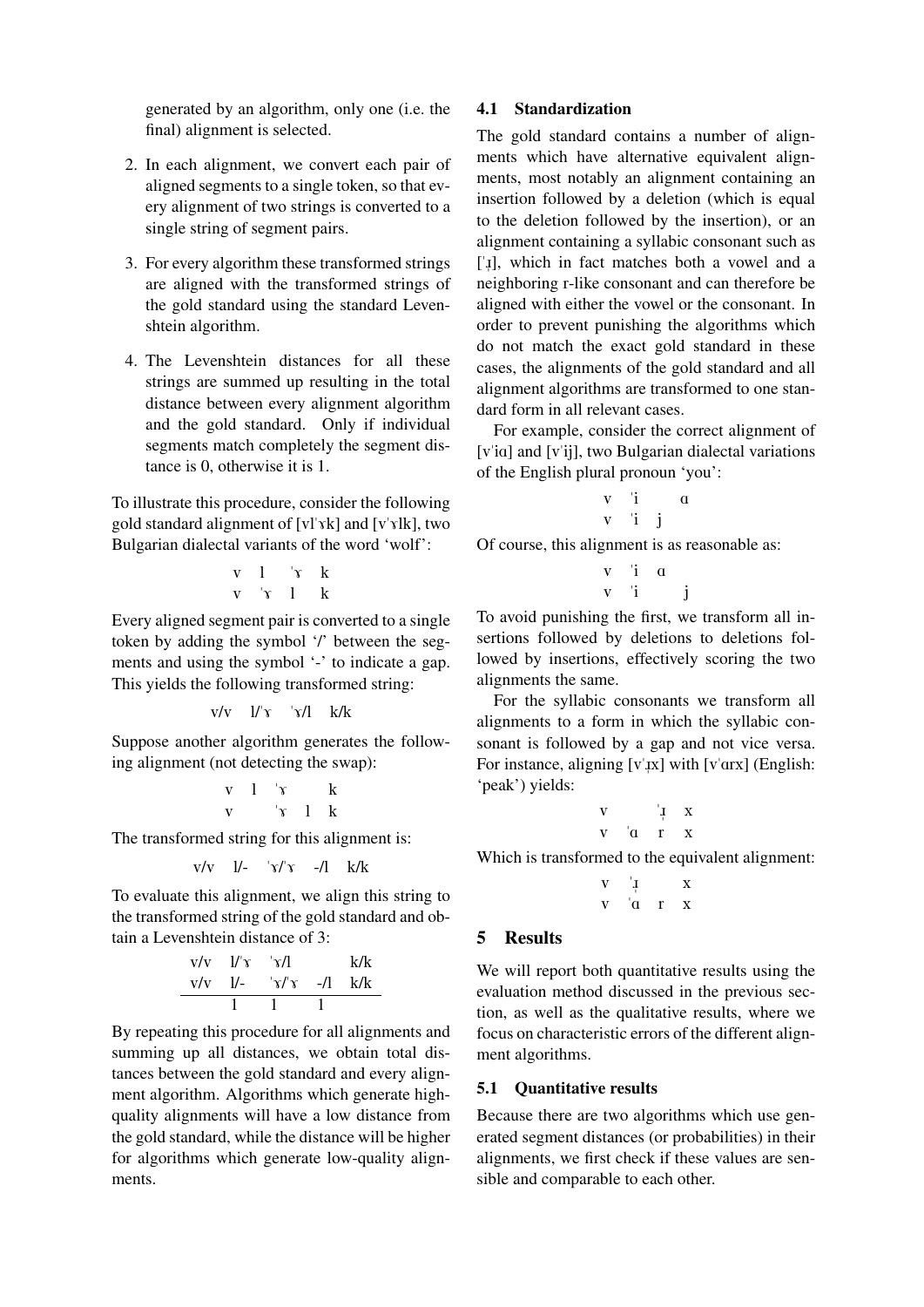generated by an algorithm, only one (i.e. the final) alignment is selected.

2. In each alignment, we convert each pair of aligned segments to a single token, so that every alignment of two strings is converted to a single string of segment pairs.

3. For every algorithm these transformed strings are aligned with the transformed strings of the gold standard using the standard Levenshtein algorithm.

4. The Levenshtein distances for all these strings are summed up resulting in the total distance between every alignment algorithm and the gold standard. Only if individual segments match completely the segment distance is 0, otherwise it is 1.

To illustrate this procedure, consider the following gold standard alignment of [vlˈɤk] and [vˈɤlk], two Bulgarian dialectal variants of the word 'wolf':

| v | l | ˈɤ | k |
|---|---|---|---|
| v | ˈɤ | l | k |

Every aligned segment pair is converted to a single token by adding the symbol '/' between the segments and using the symbol '-' to indicate a gap. This yields the following transformed string:

v/v l/ˈɤ ˈɤ/l k/k

Suppose another algorithm generates the following alignment (not detecting the swap):

| v | l | ˈɤ | | k |
|---|---|---|---|---|
| v | | ˈɤ | l | k |

The transformed string for this alignment is:

v/v l/- ˈɤ/ˈɤ -/l k/k

To evaluate this alignment, we align this string to the transformed string of the gold standard and obtain a Levenshtein distance of 3:

| v/v | l/ˈɤ | ˈɤ/l | | k/k |
|---|---|---|---|---|
| v/v | l/- | ˈɤ/ˈɤ | -/l | k/k |
| | 1 | 1 | 1 | |

By repeating this procedure for all alignments and summing up all distances, we obtain total distances between the gold standard and every alignment algorithm. Algorithms which generate high-quality alignments will have a low distance from the gold standard, while the distance will be higher for algorithms which generate low-quality alignments.

### 4.1 Standardization

The gold standard contains a number of alignments which have alternative equivalent alignments, most notably an alignment containing an insertion followed by a deletion (which is equal to the deletion followed by the insertion), or an alignment containing a syllabic consonant such as [ˈɹ̩], which in fact matches both a vowel and a neighboring r-like consonant and can therefore be aligned with either the vowel or the consonant. In order to prevent punishing the algorithms which do not match the exact gold standard in these cases, the alignments of the gold standard and all alignment algorithms are transformed to one standard form in all relevant cases.

For example, consider the correct alignment of [vˈiɑ] and [vˈij], two Bulgarian dialectal variations of the English plural pronoun 'you':

| v | ˈi | | ɑ |
|---|---|---|---|
| v | ˈi | j | |

Of course, this alignment is as reasonable as:

| v | ˈi | ɑ | |
|---|---|---|---|
| v | ˈi | | j |

To avoid punishing the first, we transform all insertions followed by deletions to deletions followed by insertions, effectively scoring the two alignments the same.

For the syllabic consonants we transform all alignments to a form in which the syllabic consonant is followed by a gap and not vice versa. For instance, aligning [vˈɹ̩x] with [vˈɑrx] (English: 'peak') yields:

| v | | ˈɹ̩ | x |
|---|---|---|---|
| v | ˈɑ | r | x |

Which is transformed to the equivalent alignment:

| v | ˈɹ̩ | | x |
|---|---|---|---|
| v | ˈɑ | r | x |

## 5 Results

We will report both quantitative results using the evaluation method discussed in the previous section, as well as the qualitative results, where we focus on characteristic errors of the different alignment algorithms.

### 5.1 Quantitative results

Because there are two algorithms which use generated segment distances (or probabilities) in their alignments, we first check if these values are sensible and comparable to each other.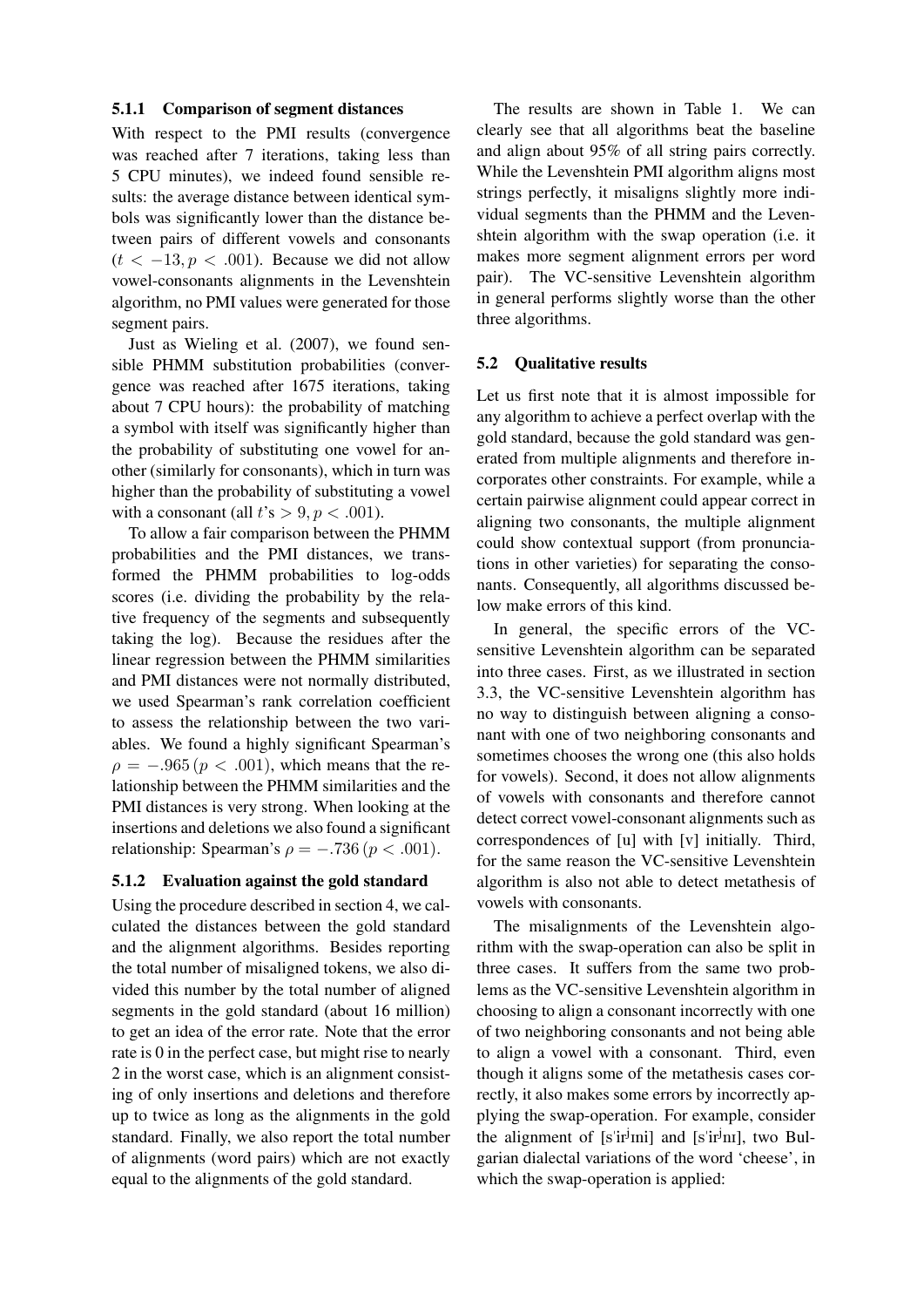#### 5.1.1 Comparison of segment distances

With respect to the PMI results (convergence was reached after 7 iterations, taking less than 5 CPU minutes), we indeed found sensible results: the average distance between identical symbols was significantly lower than the distance between pairs of different vowels and consonants ($t < -13, p < .001$). Because we did not allow vowel-consonants alignments in the Levenshtein algorithm, no PMI values were generated for those segment pairs.

Just as Wieling et al. (2007), we found sensible PHMM substitution probabilities (convergence was reached after 1675 iterations, taking about 7 CPU hours): the probability of matching a symbol with itself was significantly higher than the probability of substituting one vowel for another (similarly for consonants), which in turn was higher than the probability of substituting a vowel with a consonant (all $t$'s $> 9, p < .001$).

To allow a fair comparison between the PHMM probabilities and the PMI distances, we transformed the PHMM probabilities to log-odds scores (i.e. dividing the probability by the relative frequency of the segments and subsequently taking the log). Because the residues after the linear regression between the PHMM similarities and PMI distances were not normally distributed, we used Spearman's rank correlation coefficient to assess the relationship between the two variables. We found a highly significant Spearman's $\rho = -.965\,(p < .001)$, which means that the relationship between the PHMM similarities and the PMI distances is very strong. When looking at the insertions and deletions we also found a significant relationship: Spearman's $\rho = -.736\,(p < .001)$.

#### 5.1.2 Evaluation against the gold standard

Using the procedure described in section 4, we calculated the distances between the gold standard and the alignment algorithms. Besides reporting the total number of misaligned tokens, we also divided this number by the total number of aligned segments in the gold standard (about 16 million) to get an idea of the error rate. Note that the error rate is 0 in the perfect case, but might rise to nearly 2 in the worst case, which is an alignment consisting of only insertions and deletions and therefore up to twice as long as the alignments in the gold standard. Finally, we also report the total number of alignments (word pairs) which are not exactly equal to the alignments of the gold standard.

The results are shown in Table 1. We can clearly see that all algorithms beat the baseline and align about 95% of all string pairs correctly. While the Levenshtein PMI algorithm aligns most strings perfectly, it misaligns slightly more individual segments than the PHMM and the Levenshtein algorithm with the swap operation (i.e. it makes more segment alignment errors per word pair). The VC-sensitive Levenshtein algorithm in general performs slightly worse than the other three algorithms.

### 5.2 Qualitative results

Let us first note that it is almost impossible for any algorithm to achieve a perfect overlap with the gold standard, because the gold standard was generated from multiple alignments and therefore incorporates other constraints. For example, while a certain pairwise alignment could appear correct in aligning two consonants, the multiple alignment could show contextual support (from pronunciations in other varieties) for separating the consonants. Consequently, all algorithms discussed below make errors of this kind.

In general, the specific errors of the VC-sensitive Levenshtein algorithm can be separated into three cases. First, as we illustrated in section 3.3, the VC-sensitive Levenshtein algorithm has no way to distinguish between aligning a consonant with one of two neighboring consonants and sometimes chooses the wrong one (this also holds for vowels). Second, it does not allow alignments of vowels with consonants and therefore cannot detect correct vowel-consonant alignments such as correspondences of [u] with [v] initially. Third, for the same reason the VC-sensitive Levenshtein algorithm is also not able to detect metathesis of vowels with consonants.

The misalignments of the Levenshtein algorithm with the swap-operation can also be split in three cases. It suffers from the same two problems as the VC-sensitive Levenshtein algorithm in choosing to align a consonant incorrectly with one of two neighboring consonants and not being able to align a vowel with a consonant. Third, even though it aligns some of the metathesis cases correctly, it also makes some errors by incorrectly applying the swap-operation. For example, consider the alignment of [sˈirʲɪni] and [sˈirʲnɪ], two Bulgarian dialectal variations of the word 'cheese', in which the swap-operation is applied: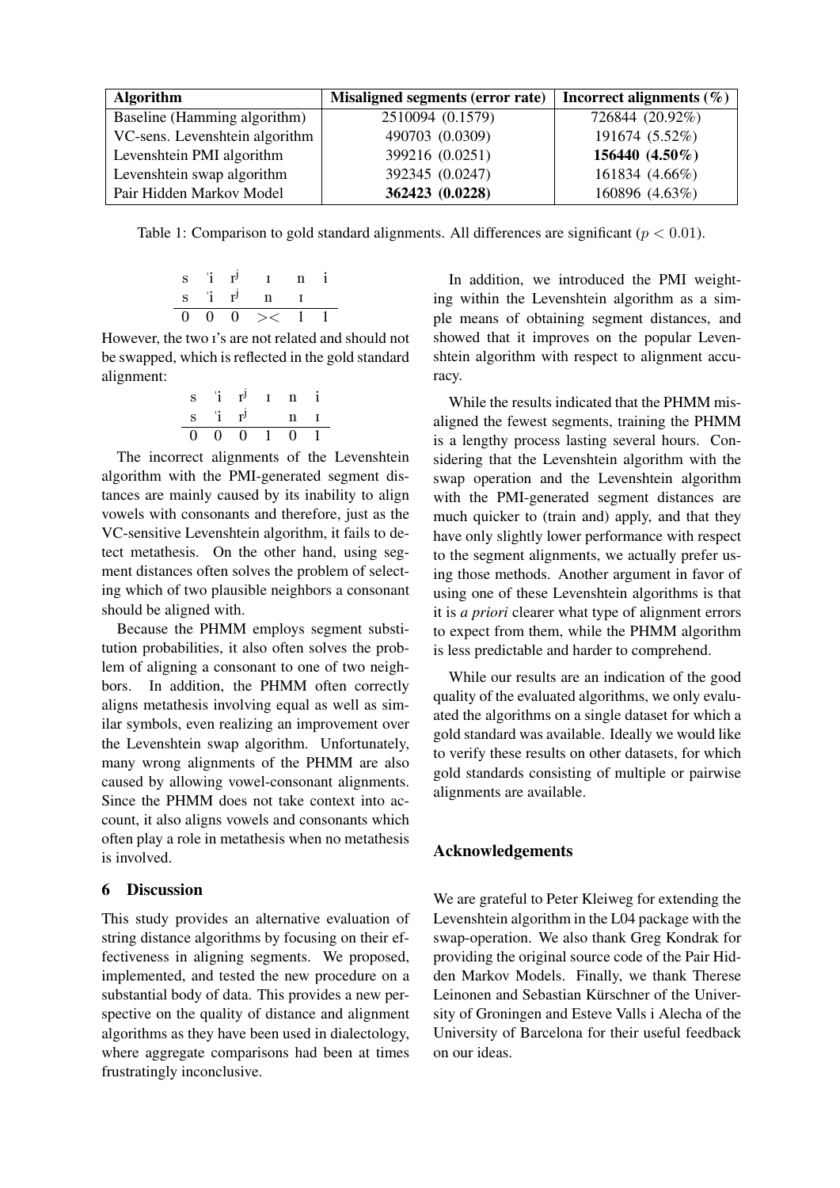| Algorithm | Misaligned segments (error rate) | Incorrect alignments (%) |
|---|---|---|
| Baseline (Hamming algorithm) | 2510094 (0.1579) | 726844 (20.92%) |
| VC-sens. Levenshtein algorithm | 490703 (0.0309) | 191674 (5.52%) |
| Levenshtein PMI algorithm | 399216 (0.0251) | **156440 (4.50%)** |
| Levenshtein swap algorithm | 392345 (0.0247) | 161834 (4.66%) |
| Pair Hidden Markov Model | **362423 (0.0228)** | 160896 (4.63%) |

Table 1: Comparison to gold standard alignments. All differences are significant ($p < 0.01$).

| s | ˈi | rʲ | ɪ | n | i |
|---|---|---|---|---|---|
| s | ˈi | rʲ | n | ɪ | |
| 0 | 0 | 0 | >< | 1 | 1 |

However, the two ɪ's are not related and should not be swapped, which is reflected in the gold standard alignment:

| s | ˈi | rʲ | ɪ | n | i |
|---|---|---|---|---|---|
| s | ˈi | rʲ | | n | ɪ |
| 0 | 0 | 0 | 1 | 0 | 1 |

The incorrect alignments of the Levenshtein algorithm with the PMI-generated segment distances are mainly caused by its inability to align vowels with consonants and therefore, just as the VC-sensitive Levenshtein algorithm, it fails to detect metathesis. On the other hand, using segment distances often solves the problem of selecting which of two plausible neighbors a consonant should be aligned with.

Because the PHMM employs segment substitution probabilities, it also often solves the problem of aligning a consonant to one of two neighbors. In addition, the PHMM often correctly aligns metathesis involving equal as well as similar symbols, even realizing an improvement over the Levenshtein swap algorithm. Unfortunately, many wrong alignments of the PHMM are also caused by allowing vowel-consonant alignments. Since the PHMM does not take context into account, it also aligns vowels and consonants which often play a role in metathesis when no metathesis is involved.

## 6 Discussion

This study provides an alternative evaluation of string distance algorithms by focusing on their effectiveness in aligning segments. We proposed, implemented, and tested the new procedure on a substantial body of data. This provides a new perspective on the quality of distance and alignment algorithms as they have been used in dialectology, where aggregate comparisons had been at times frustratingly inconclusive.

In addition, we introduced the PMI weighting within the Levenshtein algorithm as a simple means of obtaining segment distances, and showed that it improves on the popular Levenshtein algorithm with respect to alignment accuracy.

While the results indicated that the PHMM misaligned the fewest segments, training the PHMM is a lengthy process lasting several hours. Considering that the Levenshtein algorithm with the swap operation and the Levenshtein algorithm with the PMI-generated segment distances are much quicker to (train and) apply, and that they have only slightly lower performance with respect to the segment alignments, we actually prefer using those methods. Another argument in favor of using one of these Levenshtein algorithms is that it is *a priori* clearer what type of alignment errors to expect from them, while the PHMM algorithm is less predictable and harder to comprehend.

While our results are an indication of the good quality of the evaluated algorithms, we only evaluated the algorithms on a single dataset for which a gold standard was available. Ideally we would like to verify these results on other datasets, for which gold standards consisting of multiple or pairwise alignments are available.

## Acknowledgements

We are grateful to Peter Kleiweg for extending the Levenshtein algorithm in the L04 package with the swap-operation. We also thank Greg Kondrak for providing the original source code of the Pair Hidden Markov Models. Finally, we thank Therese Leinonen and Sebastian Kürschner of the University of Groningen and Esteve Valls i Alecha of the University of Barcelona for their useful feedback on our ideas.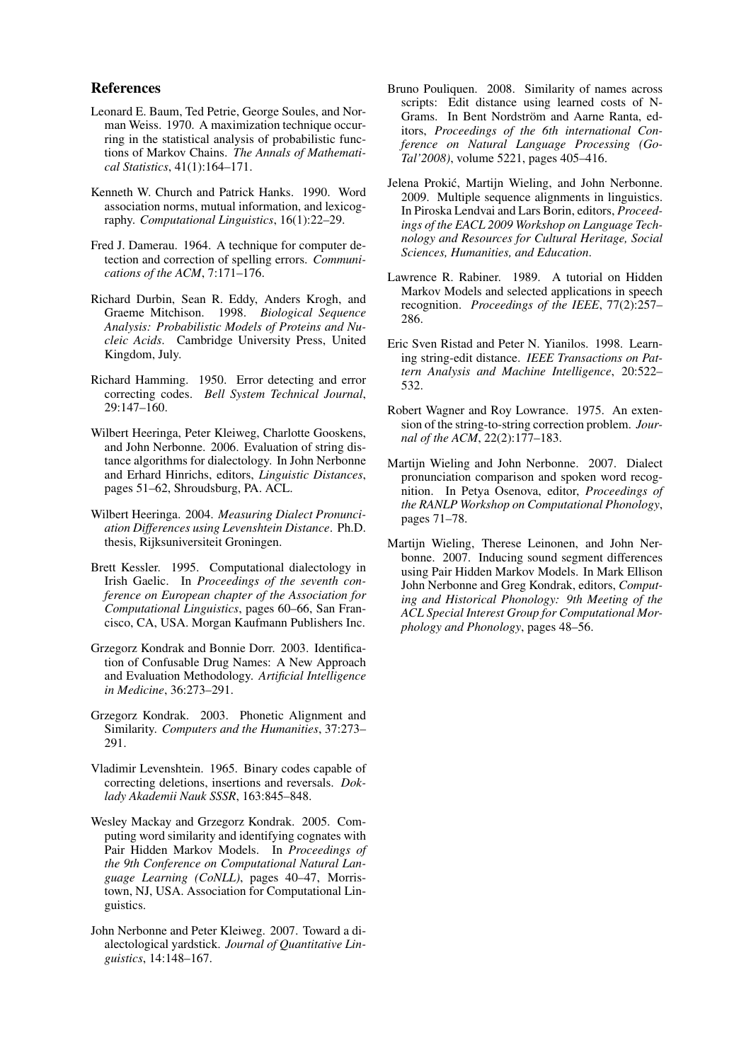## References

Leonard E. Baum, Ted Petrie, George Soules, and Norman Weiss. 1970. A maximization technique occurring in the statistical analysis of probabilistic functions of Markov Chains. *The Annals of Mathematical Statistics*, 41(1):164–171.

Kenneth W. Church and Patrick Hanks. 1990. Word association norms, mutual information, and lexicography. *Computational Linguistics*, 16(1):22–29.

Fred J. Damerau. 1964. A technique for computer detection and correction of spelling errors. *Communications of the ACM*, 7:171–176.

Richard Durbin, Sean R. Eddy, Anders Krogh, and Graeme Mitchison. 1998. *Biological Sequence Analysis: Probabilistic Models of Proteins and Nucleic Acids.* Cambridge University Press, United Kingdom, July.

Richard Hamming. 1950. Error detecting and error correcting codes. *Bell System Technical Journal*, 29:147–160.

Wilbert Heeringa, Peter Kleiweg, Charlotte Gooskens, and John Nerbonne. 2006. Evaluation of string distance algorithms for dialectology. In John Nerbonne and Erhard Hinrichs, editors, *Linguistic Distances*, pages 51–62, Shroudsburg, PA. ACL.

Wilbert Heeringa. 2004. *Measuring Dialect Pronunciation Differences using Levenshtein Distance*. Ph.D. thesis, Rijksuniversiteit Groningen.

Brett Kessler. 1995. Computational dialectology in Irish Gaelic. In *Proceedings of the seventh conference on European chapter of the Association for Computational Linguistics*, pages 60–66, San Francisco, CA, USA. Morgan Kaufmann Publishers Inc.

Grzegorz Kondrak and Bonnie Dorr. 2003. Identification of Confusable Drug Names: A New Approach and Evaluation Methodology. *Artificial Intelligence in Medicine*, 36:273–291.

Grzegorz Kondrak. 2003. Phonetic Alignment and Similarity. *Computers and the Humanities*, 37:273–291.

Vladimir Levenshtein. 1965. Binary codes capable of correcting deletions, insertions and reversals. *Doklady Akademii Nauk SSSR*, 163:845–848.

Wesley Mackay and Grzegorz Kondrak. 2005. Computing word similarity and identifying cognates with Pair Hidden Markov Models. In *Proceedings of the 9th Conference on Computational Natural Language Learning (CoNLL)*, pages 40–47, Morristown, NJ, USA. Association for Computational Linguistics.

John Nerbonne and Peter Kleiweg. 2007. Toward a dialectological yardstick. *Journal of Quantitative Linguistics*, 14:148–167.

Bruno Pouliquen. 2008. Similarity of names across scripts: Edit distance using learned costs of N-Grams. In Bent Nordström and Aarne Ranta, editors, *Proceedings of the 6th international Conference on Natural Language Processing (GoTal'2008)*, volume 5221, pages 405–416.

Jelena Prokić, Martijn Wieling, and John Nerbonne. 2009. Multiple sequence alignments in linguistics. In Piroska Lendvai and Lars Borin, editors, *Proceedings of the EACL 2009 Workshop on Language Technology and Resources for Cultural Heritage, Social Sciences, Humanities, and Education*.

Lawrence R. Rabiner. 1989. A tutorial on Hidden Markov Models and selected applications in speech recognition. *Proceedings of the IEEE*, 77(2):257–286.

Eric Sven Ristad and Peter N. Yianilos. 1998. Learning string-edit distance. *IEEE Transactions on Pattern Analysis and Machine Intelligence*, 20:522–532.

Robert Wagner and Roy Lowrance. 1975. An extension of the string-to-string correction problem. *Journal of the ACM*, 22(2):177–183.

Martijn Wieling and John Nerbonne. 2007. Dialect pronunciation comparison and spoken word recognition. In Petya Osenova, editor, *Proceedings of the RANLP Workshop on Computational Phonology*, pages 71–78.

Martijn Wieling, Therese Leinonen, and John Nerbonne. 2007. Inducing sound segment differences using Pair Hidden Markov Models. In Mark Ellison John Nerbonne and Greg Kondrak, editors, *Computing and Historical Phonology: 9th Meeting of the ACL Special Interest Group for Computational Morphology and Phonology*, pages 48–56.